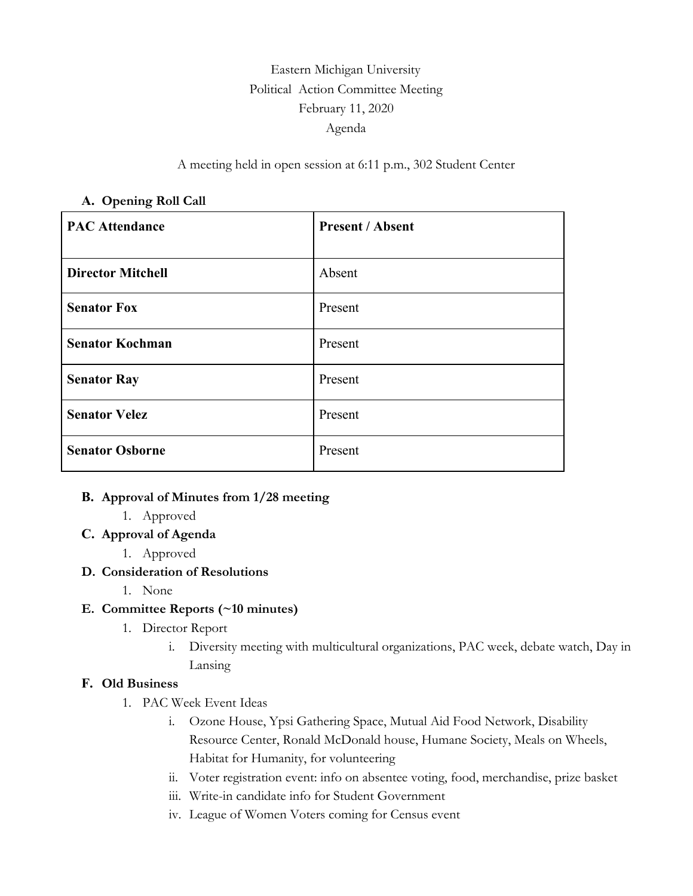Eastern Michigan University

Political Action Committee Meeting

February 11, 2020

Agenda

A meeting held in open session at 6:11 p.m., 302 Student Center

**A. Opening Roll Call**

| PAC Attendance | Present / Absent |
|---|---|
| **Director Mitchell** | Absent |
| **Senator Fox** | Present |
| **Senator Kochman** | Present |
| **Senator Ray** | Present |
| **Senator Velez** | Present |
| **Senator Osborne** | Present |

**B. Approval of Minutes from 1/28 meeting**

1. Approved

**C. Approval of Agenda**

1. Approved

**D. Consideration of Resolutions**

1. None

**E. Committee Reports (~10 minutes)**

1. Director Report
    - i. Diversity meeting with multicultural organizations, PAC week, debate watch, Day in Lansing

**F. Old Business**

1. PAC Week Event Ideas
    - i. Ozone House, Ypsi Gathering Space, Mutual Aid Food Network, Disability Resource Center, Ronald McDonald house, Humane Society, Meals on Wheels, Habitat for Humanity, for volunteering
    - ii. Voter registration event: info on absentee voting, food, merchandise, prize basket
    - iii. Write-in candidate info for Student Government
    - iv. League of Women Voters coming for Census event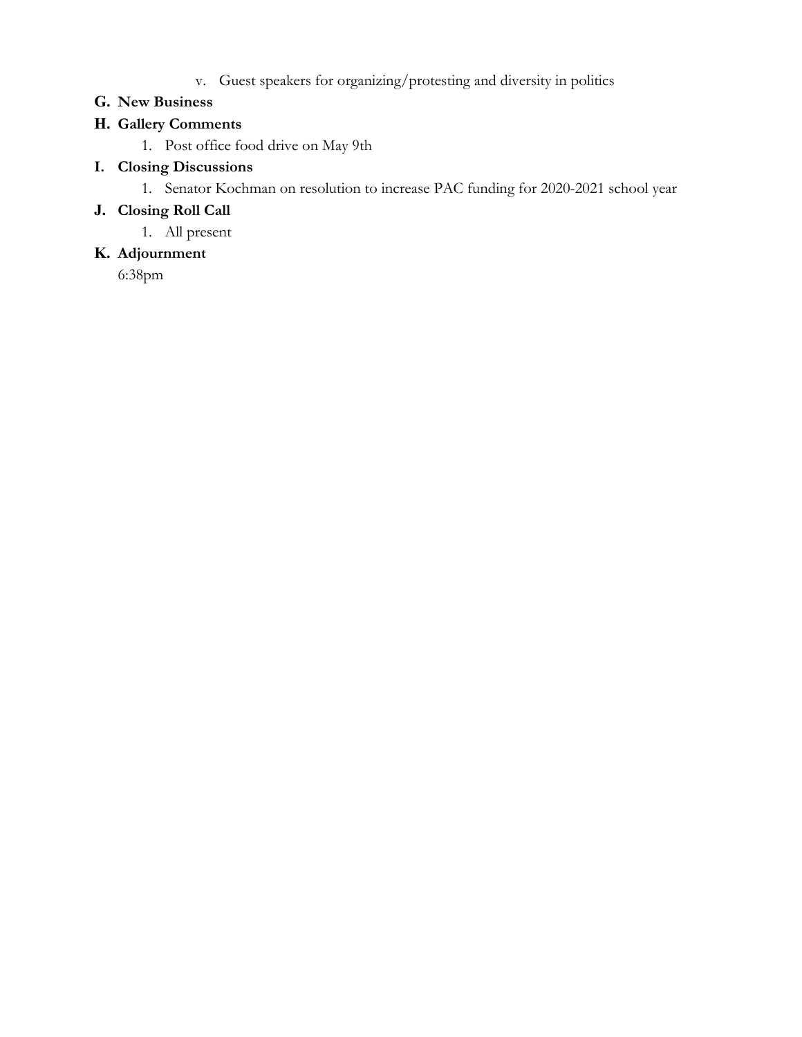v. Guest speakers for organizing/protesting and diversity in politics

**G. New Business**

**H. Gallery Comments**

1. Post office food drive on May 9th

**I. Closing Discussions**

1. Senator Kochman on resolution to increase PAC funding for 2020-2021 school year

**J. Closing Roll Call**

1. All present

**K. Adjournment**

6:38pm